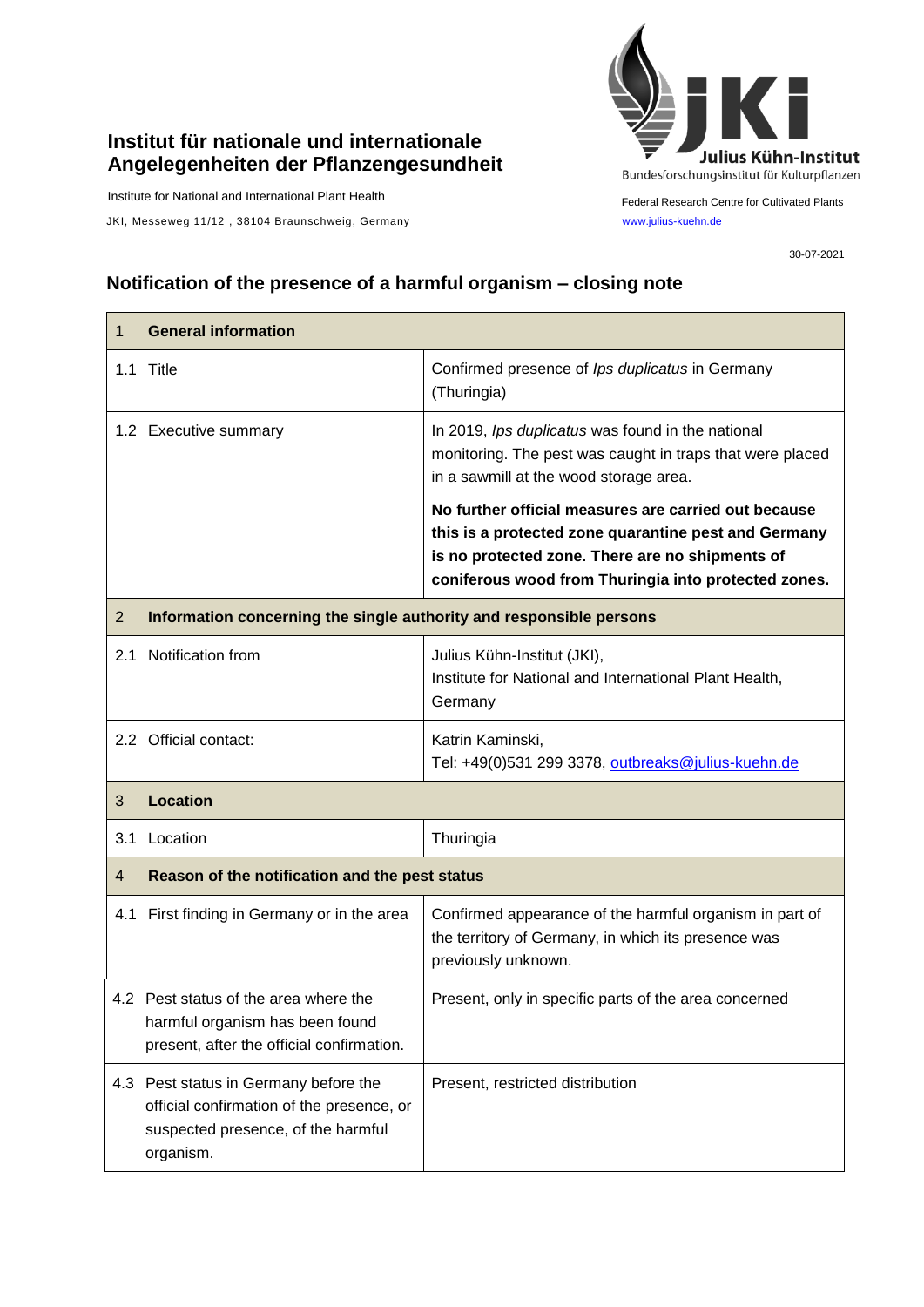**Institut für nationale und internationale Angelegenheiten der Pflanzengesundheit**

Institute for National and International Plant Health

JKI, Messeweg 11/12 , 38104 Braunschweig, Germany

Julius Kühn-Institut
Bundesforschungsinstitut für Kulturpflanzen

Federal Research Centre for Cultivated Plants

www.julius-kuehn.de

30-07-2021

## Notification of the presence of a harmful organism – closing note

| 1 **General information** | |
|---|---|
| 1.1 Title | Confirmed presence of *Ips duplicatus* in Germany (Thuringia) |
| 1.2 Executive summary | In 2019, *Ips duplicatus* was found in the national monitoring. The pest was caught in traps that were placed in a sawmill at the wood storage area.<br><br>**No further official measures are carried out because this is a protected zone quarantine pest and Germany is no protected zone. There are no shipments of coniferous wood from Thuringia into protected zones.** |
| 2 **Information concerning the single authority and responsible persons** | |
| 2.1 Notification from | Julius Kühn-Institut (JKI),<br>Institute for National and International Plant Health, Germany |
| 2.2 Official contact: | Katrin Kaminski,<br>Tel: +49(0)531 299 3378, outbreaks@julius-kuehn.de |
| 3 **Location** | |
| 3.1 Location | Thuringia |
| 4 **Reason of the notification and the pest status** | |
| 4.1 First finding in Germany or in the area | Confirmed appearance of the harmful organism in part of the territory of Germany, in which its presence was previously unknown. |
| 4.2 Pest status of the area where the harmful organism has been found present, after the official confirmation. | Present, only in specific parts of the area concerned |
| 4.3 Pest status in Germany before the official confirmation of the presence, or suspected presence, of the harmful organism. | Present, restricted distribution |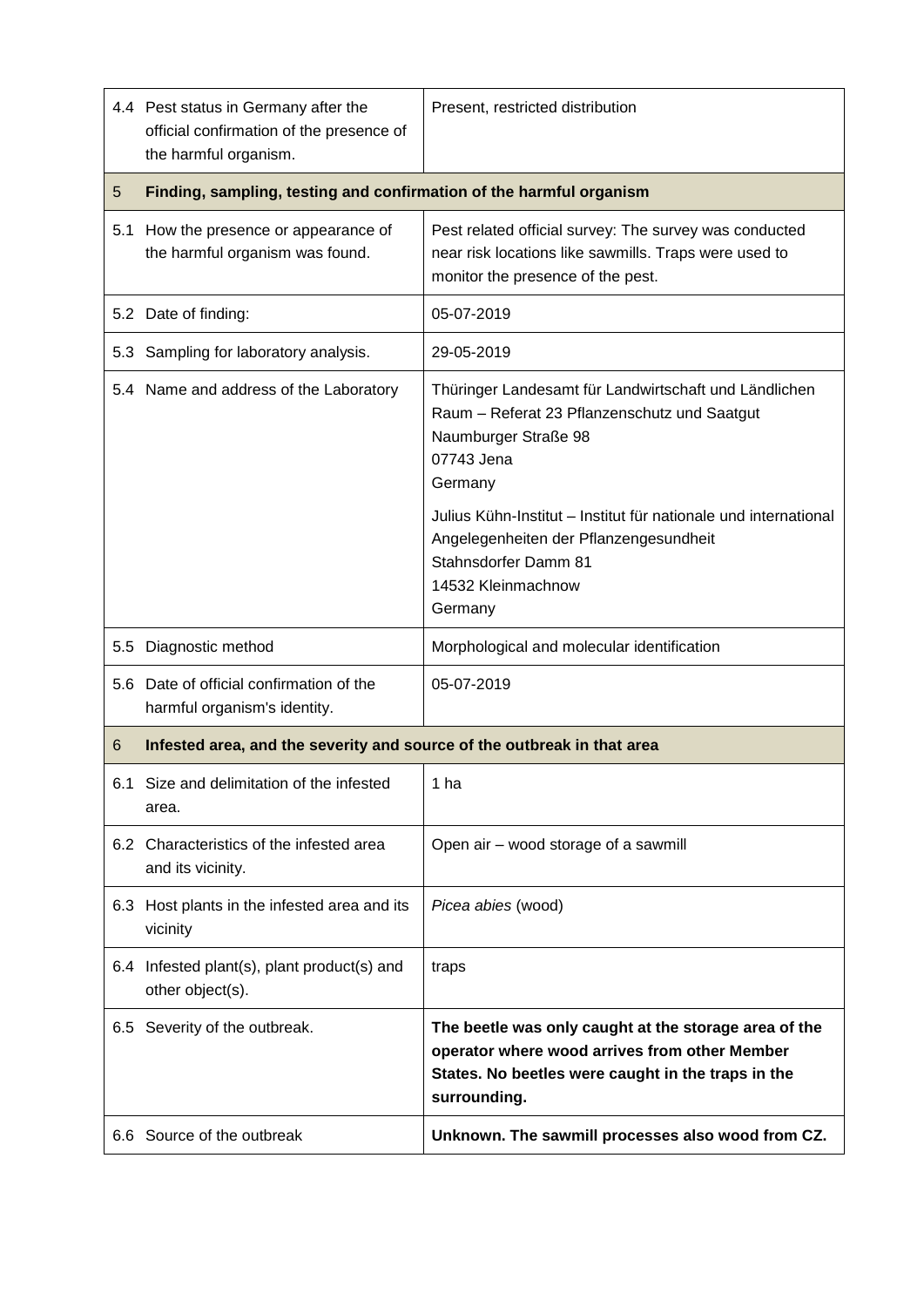| | | |
|---|---|---|
| 4.4 | Pest status in Germany after the official confirmation of the presence of the harmful organism. | Present, restricted distribution |
| **5** | **Finding, sampling, testing and confirmation of the harmful organism** | |
| 5.1 | How the presence or appearance of the harmful organism was found. | Pest related official survey: The survey was conducted near risk locations like sawmills. Traps were used to monitor the presence of the pest. |
| 5.2 | Date of finding: | 05-07-2019 |
| 5.3 | Sampling for laboratory analysis. | 29-05-2019 |
| 5.4 | Name and address of the Laboratory | Thüringer Landesamt für Landwirtschaft und Ländlichen Raum – Referat 23 Pflanzenschutz und Saatgut<br>Naumburger Straße 98<br>07743 Jena<br>Germany<br><br>Julius Kühn-Institut – Institut für nationale und international Angelegenheiten der Pflanzengesundheit<br>Stahnsdorfer Damm 81<br>14532 Kleinmachnow<br>Germany |
| 5.5 | Diagnostic method | Morphological and molecular identification |
| 5.6 | Date of official confirmation of the harmful organism's identity. | 05-07-2019 |
| **6** | **Infested area, and the severity and source of the outbreak in that area** | |
| 6.1 | Size and delimitation of the infested area. | 1 ha |
| 6.2 | Characteristics of the infested area and its vicinity. | Open air – wood storage of a sawmill |
| 6.3 | Host plants in the infested area and its vicinity | *Picea abies* (wood) |
| 6.4 | Infested plant(s), plant product(s) and other object(s). | traps |
| 6.5 | Severity of the outbreak. | **The beetle was only caught at the storage area of the operator where wood arrives from other Member States. No beetles were caught in the traps in the surrounding.** |
| 6.6 | Source of the outbreak | **Unknown. The sawmill processes also wood from CZ.** |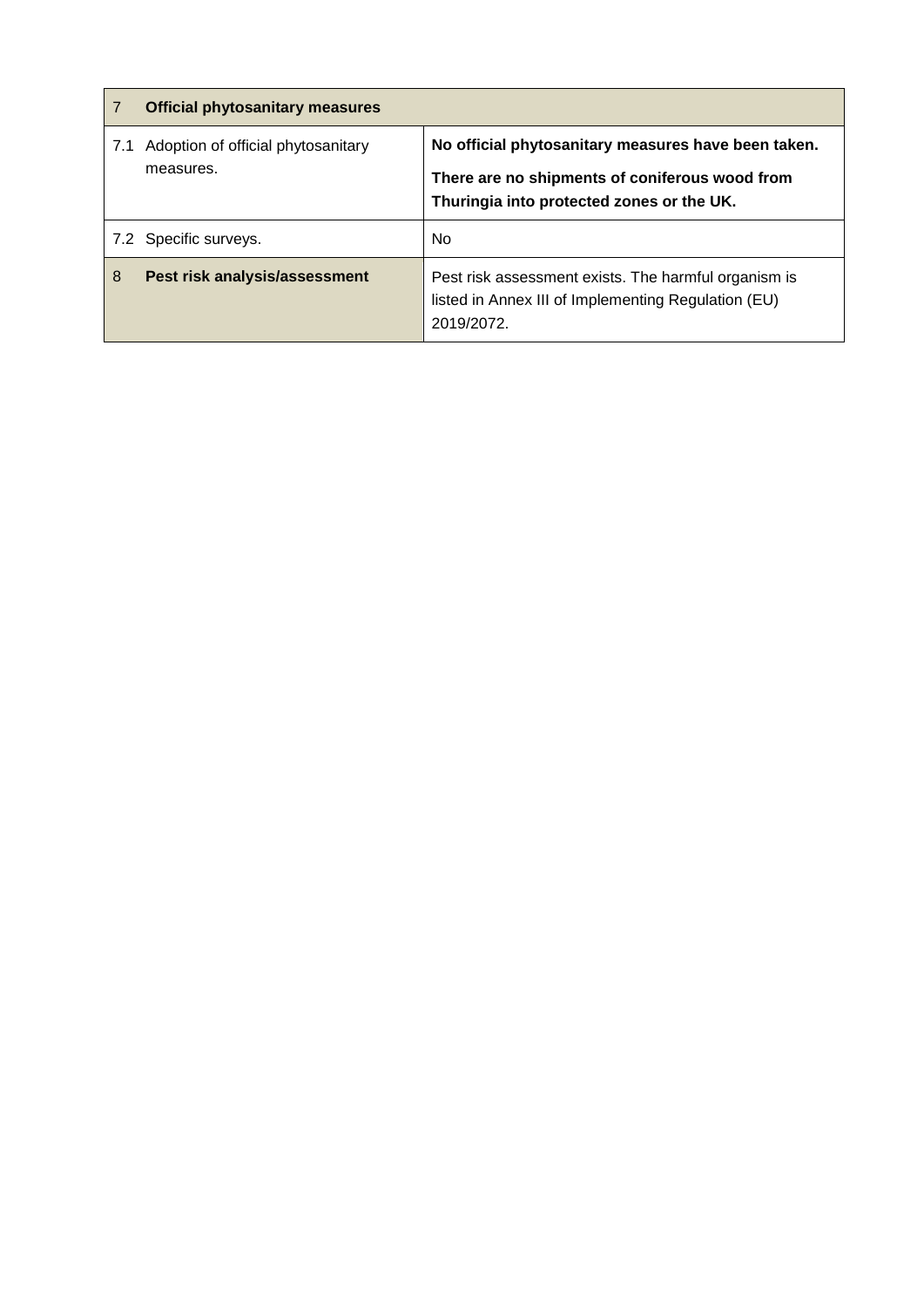| | | |
|---|---|---|
| 7 | **Official phytosanitary measures** | |
| 7.1 | Adoption of official phytosanitary measures. | **No official phytosanitary measures have been taken.**<br>**There are no shipments of coniferous wood from Thuringia into protected zones or the UK.** |
| 7.2 | Specific surveys. | No |
| 8 | **Pest risk analysis/assessment** | Pest risk assessment exists. The harmful organism is listed in Annex III of Implementing Regulation (EU) 2019/2072. |